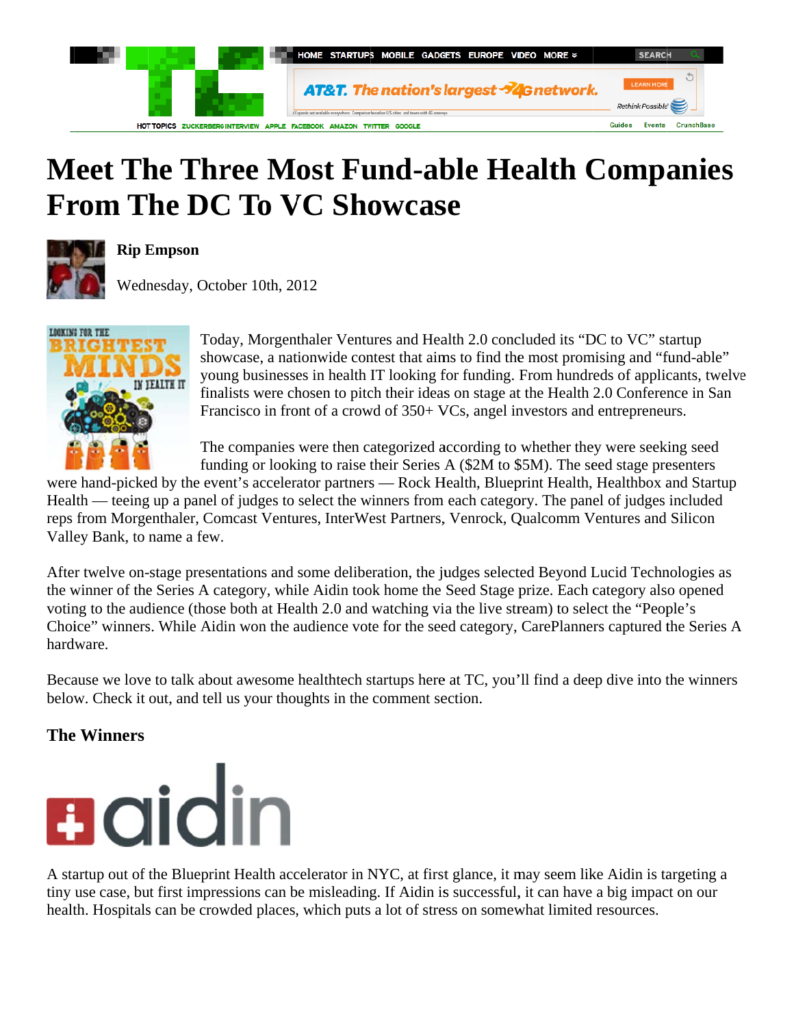# Meet The Three Most Fund-able Health Companies From The DC To VC Showcase

**Rip Empson**

Wednesday, October 10th, 2012

Today, Morgenthaler Ventures and Health 2.0 concluded its "DC to VC" startup showcase, a nationwide contest that aims to find the most promising and "fund-able" young businesses in health IT looking for funding. From hundreds of applicants, twelve finalists were chosen to pitch their ideas on stage at the Health 2.0 Conference in San Francisco in front of a crowd of 350+ VCs, angel investors and entrepreneurs.

The companies were then categorized according to whether they were seeking seed funding or looking to raise their Series A ($2M to $5M). The seed stage presenters were hand-picked by the event's accelerator partners — Rock Health, Blueprint Health, Healthbox and Startup Health — teeing up a panel of judges to select the winners from each category. The panel of judges included reps from Morgenthaler, Comcast Ventures, InterWest Partners, Venrock, Qualcomm Ventures and Silicon Valley Bank, to name a few.

After twelve on-stage presentations and some deliberation, the judges selected Beyond Lucid Technologies as the winner of the Series A category, while Aidin took home the Seed Stage prize. Each category also opened voting to the audience (those both at Health 2.0 and watching via the live stream) to select the "People's Choice" winners. While Aidin won the audience vote for the seed category, CarePlanners captured the Series A hardware.

Because we love to talk about awesome healthtech startups here at TC, you'll find a deep dive into the winners below. Check it out, and tell us your thoughts in the comment section.

### The Winners

A startup out of the Blueprint Health accelerator in NYC, at first glance, it may seem like Aidin is targeting a tiny use case, but first impressions can be misleading. If Aidin is successful, it can have a big impact on our health. Hospitals can be crowded places, which puts a lot of stress on somewhat limited resources.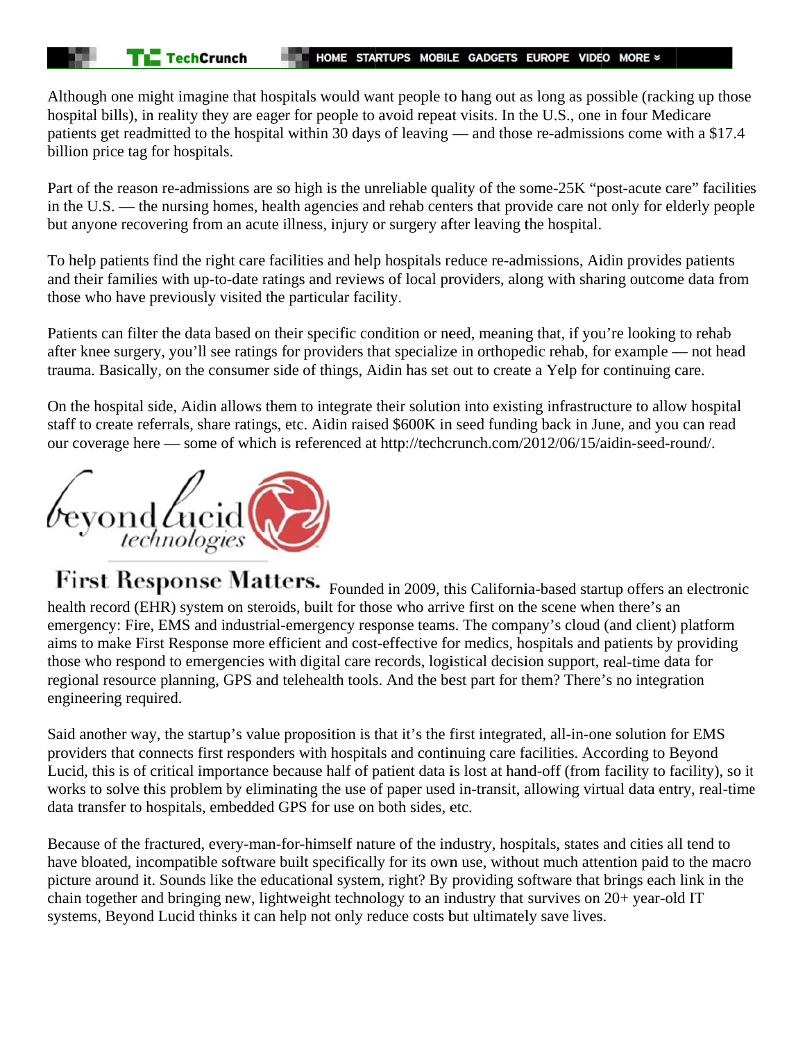Although one might imagine that hospitals would want people to hang out as long as possible (racking up those hospital bills), in reality they are eager for people to avoid repeat visits. In the U.S., one in four Medicare patients get readmitted to the hospital within 30 days of leaving — and those re-admissions come with a $17.4 billion price tag for hospitals.

Part of the reason re-admissions are so high is the unreliable quality of the some-25K "post-acute care" facilities in the U.S. — the nursing homes, health agencies and rehab centers that provide care not only for elderly people but anyone recovering from an acute illness, injury or surgery after leaving the hospital.

To help patients find the right care facilities and help hospitals reduce re-admissions, Aidin provides patients and their families with up-to-date ratings and reviews of local providers, along with sharing outcome data from those who have previously visited the particular facility.

Patients can filter the data based on their specific condition or need, meaning that, if you're looking to rehab after knee surgery, you'll see ratings for providers that specialize in orthopedic rehab, for example — not head trauma. Basically, on the consumer side of things, Aidin has set out to create a Yelp for continuing care.

On the hospital side, Aidin allows them to integrate their solution into existing infrastructure to allow hospital staff to create referrals, share ratings, etc. Aidin raised $600K in seed funding back in June, and you can read our coverage here — some of which is referenced at http://techcrunch.com/2012/06/15/aidin-seed-round/.

beyond Lucid technologies

**First Response Matters.** Founded in 2009, this California-based startup offers an electronic health record (EHR) system on steroids, built for those who arrive first on the scene when there's an emergency: Fire, EMS and industrial-emergency response teams. The company's cloud (and client) platform aims to make First Response more efficient and cost-effective for medics, hospitals and patients by providing those who respond to emergencies with digital care records, logistical decision support, real-time data for regional resource planning, GPS and telehealth tools. And the best part for them? There's no integration engineering required.

Said another way, the startup's value proposition is that it's the first integrated, all-in-one solution for EMS providers that connects first responders with hospitals and continuing care facilities. According to Beyond Lucid, this is of critical importance because half of patient data is lost at hand-off (from facility to facility), so it works to solve this problem by eliminating the use of paper used in-transit, allowing virtual data entry, real-time data transfer to hospitals, embedded GPS for use on both sides, etc.

Because of the fractured, every-man-for-himself nature of the industry, hospitals, states and cities all tend to have bloated, incompatible software built specifically for its own use, without much attention paid to the macro picture around it. Sounds like the educational system, right? By providing software that brings each link in the chain together and bringing new, lightweight technology to an industry that survives on 20+ year-old IT systems, Beyond Lucid thinks it can help not only reduce costs but ultimately save lives.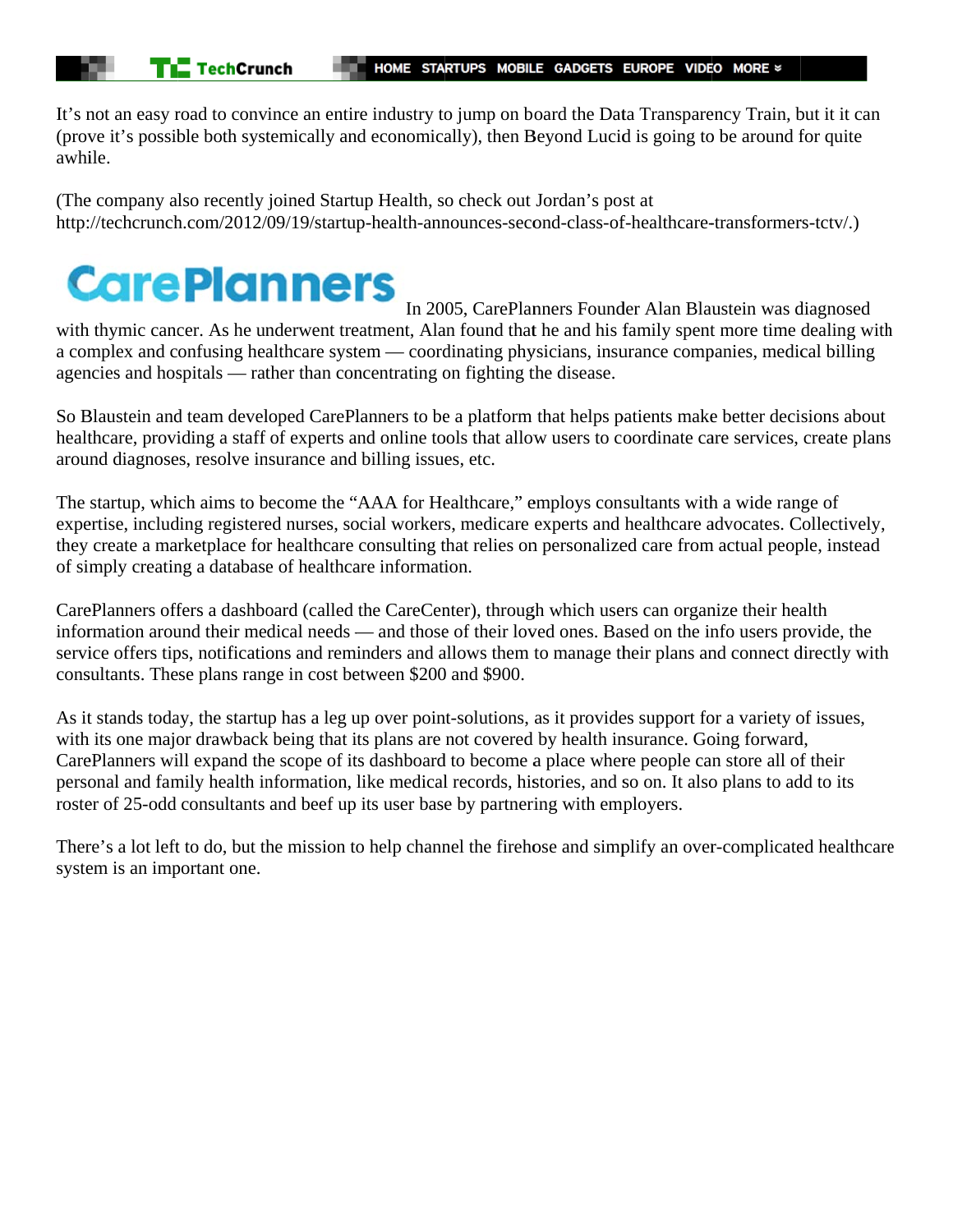It's not an easy road to convince an entire industry to jump on board the Data Transparency Train, but it it can (prove it's possible both systemically and economically), then Beyond Lucid is going to be around for quite awhile.

(The company also recently joined Startup Health, so check out Jordan's post at http://techcrunch.com/2012/09/19/startup-health-announces-second-class-of-healthcare-transformers-tctv/.)

## CarePlanners

In 2005, CarePlanners Founder Alan Blaustein was diagnosed with thymic cancer. As he underwent treatment, Alan found that he and his family spent more time dealing with a complex and confusing healthcare system — coordinating physicians, insurance companies, medical billing agencies and hospitals — rather than concentrating on fighting the disease.

So Blaustein and team developed CarePlanners to be a platform that helps patients make better decisions about healthcare, providing a staff of experts and online tools that allow users to coordinate care services, create plans around diagnoses, resolve insurance and billing issues, etc.

The startup, which aims to become the "AAA for Healthcare," employs consultants with a wide range of expertise, including registered nurses, social workers, medicare experts and healthcare advocates. Collectively, they create a marketplace for healthcare consulting that relies on personalized care from actual people, instead of simply creating a database of healthcare information.

CarePlanners offers a dashboard (called the CareCenter), through which users can organize their health information around their medical needs — and those of their loved ones. Based on the info users provide, the service offers tips, notifications and reminders and allows them to manage their plans and connect directly with consultants. These plans range in cost between $200 and $900.

As it stands today, the startup has a leg up over point-solutions, as it provides support for a variety of issues, with its one major drawback being that its plans are not covered by health insurance. Going forward, CarePlanners will expand the scope of its dashboard to become a place where people can store all of their personal and family health information, like medical records, histories, and so on. It also plans to add to its roster of 25-odd consultants and beef up its user base by partnering with employers.

There's a lot left to do, but the mission to help channel the firehose and simplify an over-complicated healthcare system is an important one.